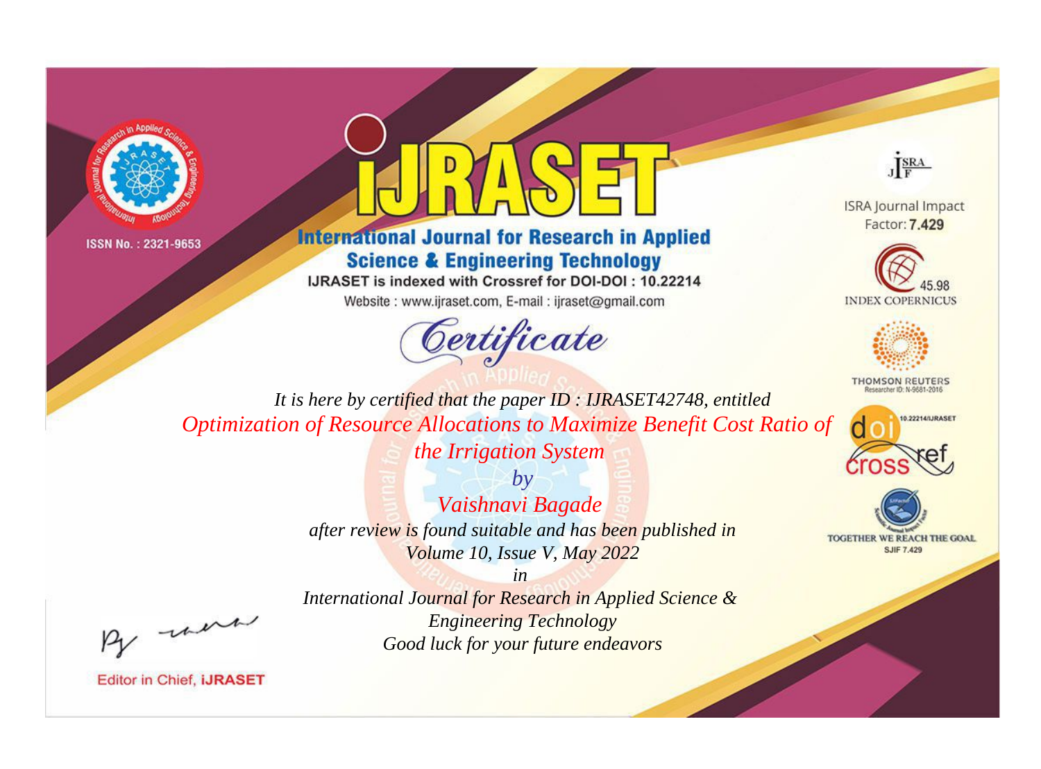ISSN No. : 2321-9653

# iJRASET

## International Journal for Research in Applied Science & Engineering Technology

IJRASET is indexed with Crossref for DOI-DOI : 10.22214

Website : www.ijraset.com, E-mail : ijraset@gmail.com

ISRA Journal Impact Factor: **7.429**

45.98 INDEX COPERNICUS

THOMSON REUTERS Researcher ID: N-9681-2016

10.22214/IJRASET

TOGETHER WE REACH THE GOAL SJIF 7.429

# *Certificate*

*It is here by certified that the paper ID : IJRASET42748, entitled*

*Optimization of Resource Allocations to Maximize Benefit Cost Ratio of the Irrigation System*

*by*

*Vaishnavi Bagade*

*after review is found suitable and has been published in*

*Volume 10, Issue V, May 2022*

*in*

*International Journal for Research in Applied Science & Engineering Technology*

*Good luck for your future endeavors*

Editor in Chief, **iJRASET**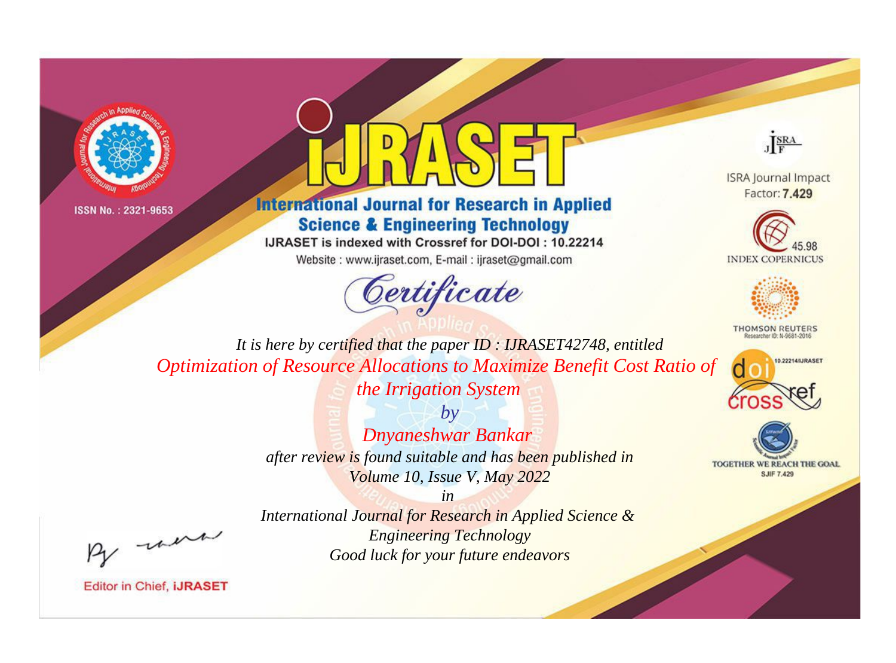ISSN No. : 2321-9653

# IJRASET

## International Journal for Research in Applied Science & Engineering Technology

IJRASET is indexed with Crossref for DOI-DOI : 10.22214

Website : www.ijraset.com, E-mail : ijraset@gmail.com

ISRA Journal Impact Factor: **7.429**

45.98 INDEX COPERNICUS

THOMSON REUTERS Researcher ID: N-9681-2016

10.22214/IJRASET

TOGETHER WE REACH THE GOAL SJIF 7.429

*Certificate*

*It is here by certified that the paper ID : IJRASET42748, entitled*

*Optimization of Resource Allocations to Maximize Benefit Cost Ratio of the Irrigation System*

*by*

*Dnyaneshwar Bankar*

*after review is found suitable and has been published in Volume 10, Issue V, May 2022*

*in*

*International Journal for Research in Applied Science & Engineering Technology*

*Good luck for your future endeavors*

Editor in Chief, **iJRASET**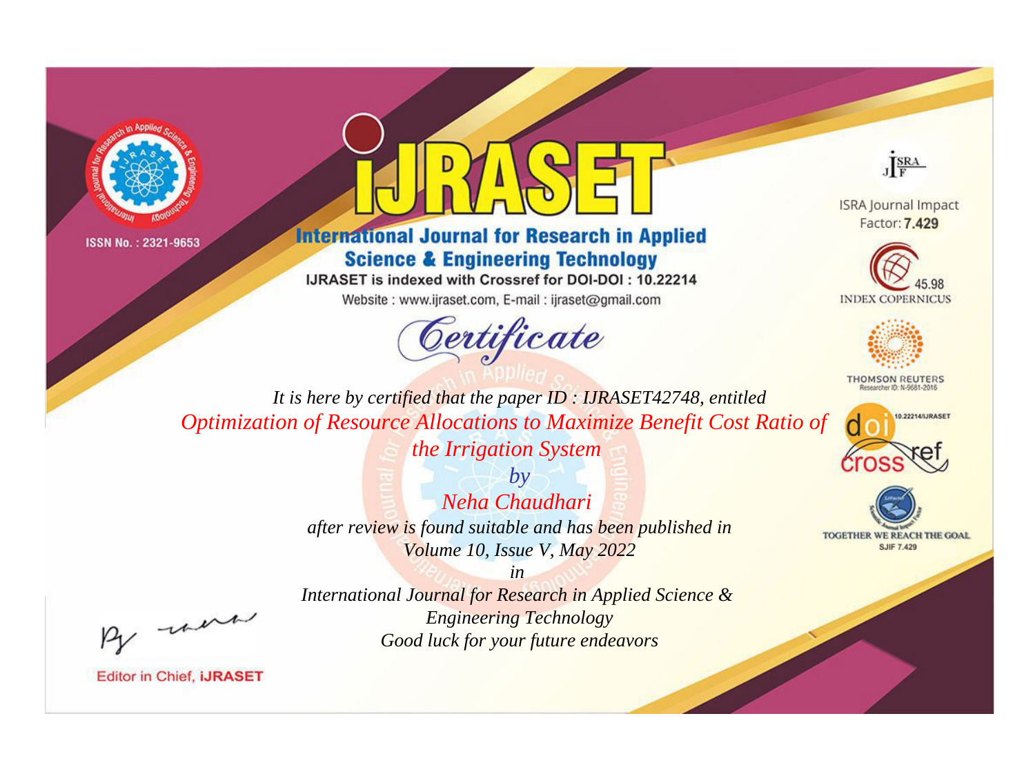ISSN No. : 2321-9653

# iJRASET

## International Journal for Research in Applied Science & Engineering Technology

IJRASET is indexed with Crossref for DOI-DOI : 10.22214

Website : www.ijraset.com, E-mail : ijraset@gmail.com

ISRA Journal Impact Factor: **7.429**

45.98 INDEX COPERNICUS

THOMSON REUTERS Researcher ID: N-9681-2016

10.22214/IJRASET

TOGETHER WE REACH THE GOAL SJIF 7.429

*Certificate*

*It is here by certified that the paper ID : IJRASET42748, entitled*

*Optimization of Resource Allocations to Maximize Benefit Cost Ratio of the Irrigation System*

*by*

*Neha Chaudhari*

*after review is found suitable and has been published in*

*Volume 10, Issue V, May 2022*

*in*

*International Journal for Research in Applied Science & Engineering Technology*

*Good luck for your future endeavors*

Editor in Chief, iJRASET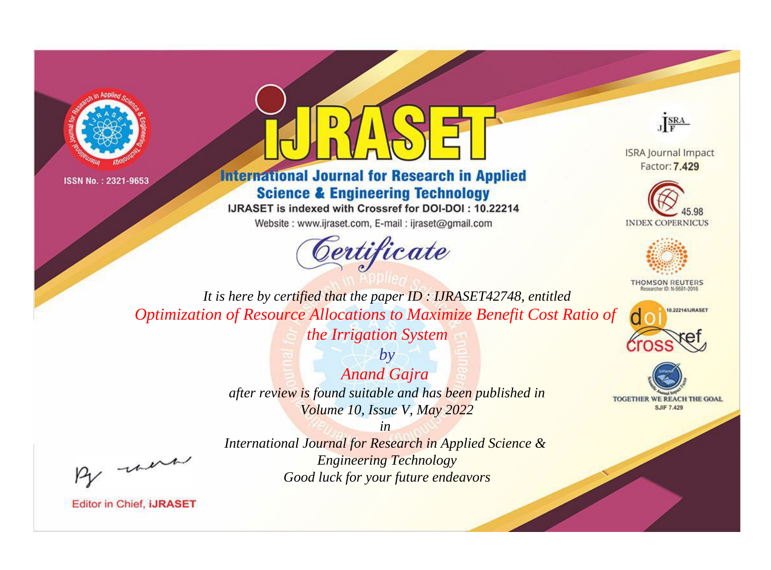ISSN No. : 2321-9653

# iJRASET

## International Journal for Research in Applied Science & Engineering Technology

IJRASET is indexed with Crossref for DOI-DOI : 10.22214

Website : www.ijraset.com, E-mail : ijraset@gmail.com

ISRA Journal Impact Factor: **7.429**

45.98 INDEX COPERNICUS

THOMSON REUTERS Researcher ID: N-9681-2016

10.22214/IJRASET

TOGETHER WE REACH THE GOAL SJIF 7.429

*Certificate*

*It is here by certified that the paper ID : IJRASET42748, entitled*

*Optimization of Resource Allocations to Maximize Benefit Cost Ratio of the Irrigation System*

*by*

*Anand Gajra*

*after review is found suitable and has been published in*

*Volume 10, Issue V, May 2022*

*in*

*International Journal for Research in Applied Science & Engineering Technology*

*Good luck for your future endeavors*

Editor in Chief, **iJRASET**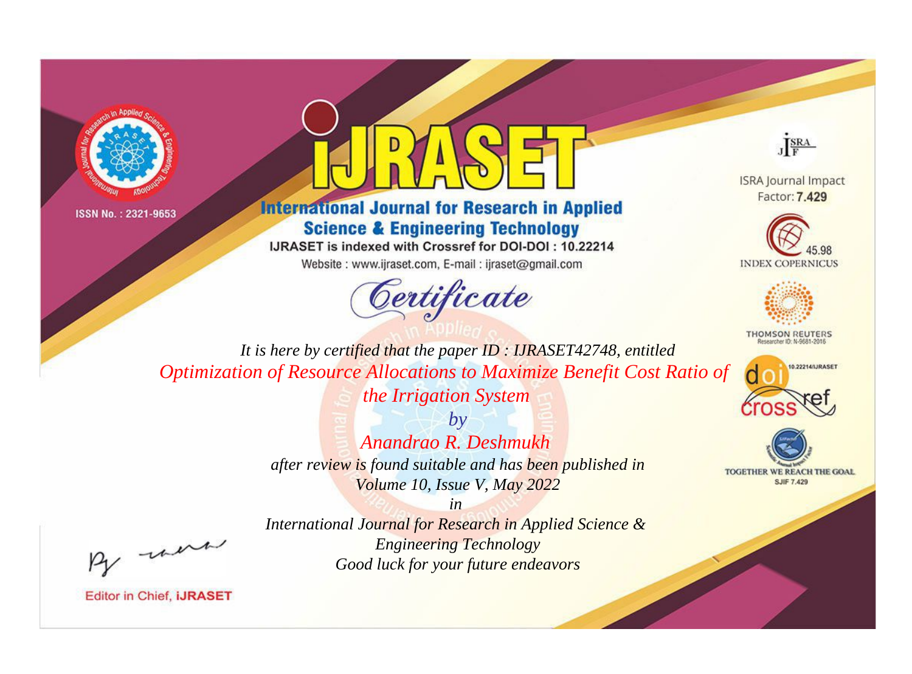ISSN No. : 2321-9653

# iJRASET

## International Journal for Research in Applied Science & Engineering Technology

IJRASET is indexed with Crossref for DOI-DOI : 10.22214

Website : www.ijraset.com, E-mail : ijraset@gmail.com

ISRA Journal Impact Factor: **7.429**

45.98 INDEX COPERNICUS

THOMSON REUTERS Researcher ID: N-9681-2016

10.22214/IJRASET

TOGETHER WE REACH THE GOAL SJIF 7.429

# *Certificate*

*It is here by certified that the paper ID : IJRASET42748, entitled*

*Optimization of Resource Allocations to Maximize Benefit Cost Ratio of the Irrigation System*

*by*

*Anandrao R. Deshmukh*

*after review is found suitable and has been published in*

*Volume 10, Issue V, May 2022*

*in*

*International Journal for Research in Applied Science & Engineering Technology*

*Good luck for your future endeavors*

Editor in Chief, **iJRASET**